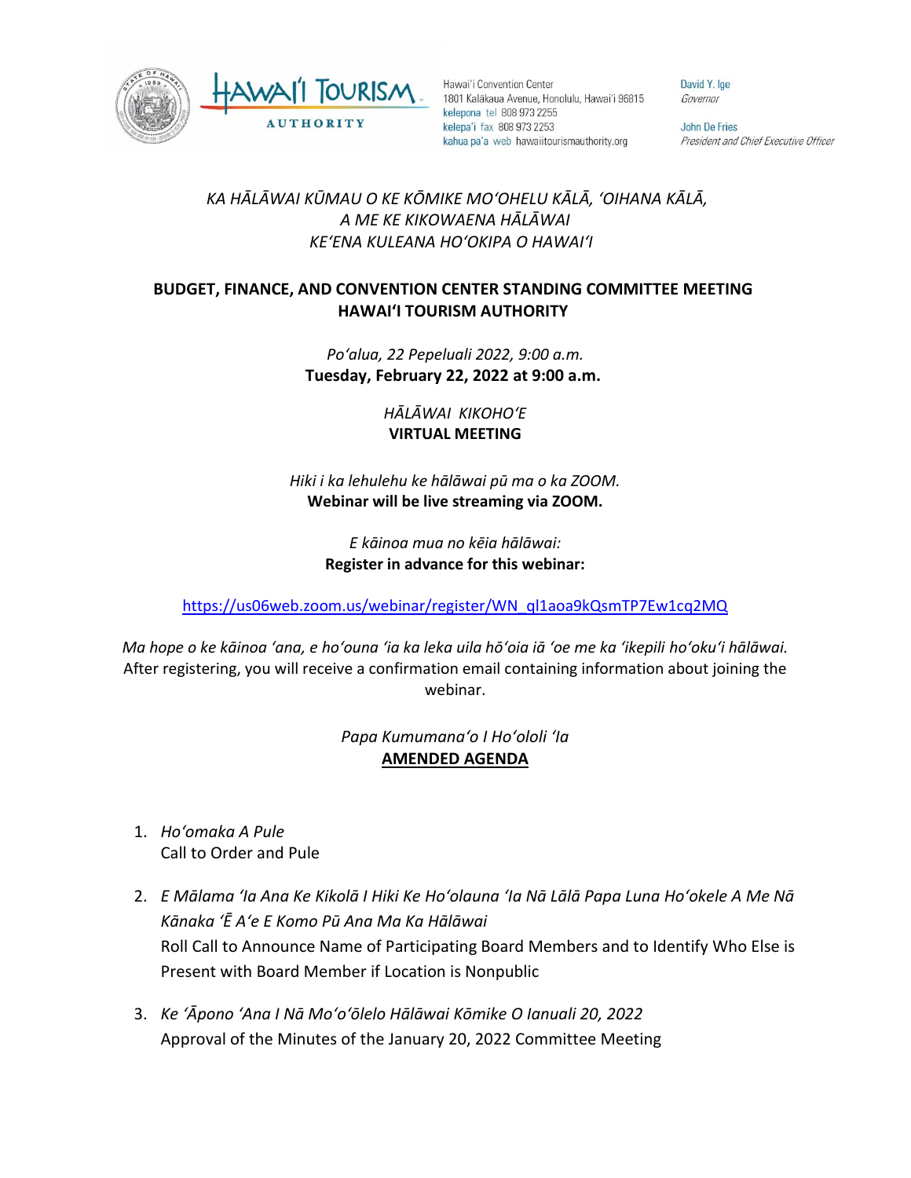Hawaiʻi Convention Center
1801 Kalākaua Avenue, Honolulu, Hawaiʻi 96815
kelepona tel 808 973 2255
kelepaʻi fax 808 973 2253
kahua paʻa web hawaiitourismauthority.org

David Y. Ige
*Governor*

John De Fries
*President and Chief Executive Officer*

*KA HĀLĀWAI KŪMAU O KE KŌMIKE MOʻOHELU KĀLĀ, ʻOIHANA KĀLĀ, A ME KE KIKOWAENA HĀLĀWAI KEʻENA KULEANA HOʻOKIPA O HAWAIʻI*

**BUDGET, FINANCE, AND CONVENTION CENTER STANDING COMMITTEE MEETING HAWAIʻI TOURISM AUTHORITY**

*Poʻalua, 22 Pepeluali 2022, 9:00 a.m.*
**Tuesday, February 22, 2022 at 9:00 a.m.**

*HĀLĀWAI KIKOHOʻE*
**VIRTUAL MEETING**

*Hiki i ka lehulehu ke hālāwai pū ma o ka ZOOM.*
**Webinar will be live streaming via ZOOM.**

*E kāinoa mua no kēia hālāwai:*
**Register in advance for this webinar:**

https://us06web.zoom.us/webinar/register/WN_ql1aoa9kQsmTP7Ew1cq2MQ

*Ma hope o ke kāinoa ʻana, e hoʻouna ʻia ka leka uila hōʻoia iā ʻoe me ka ʻikepili hoʻokuʻi hālāwai.*
After registering, you will receive a confirmation email containing information about joining the webinar.

*Papa Kumumanaʻo I Hoʻololi ʻIa*
**AMENDED AGENDA**

1. *Hoʻomaka A Pule*
   Call to Order and Pule

2. *E Mālama ʻIa Ana Ke Kikolā I Hiki Ke Hoʻolauna ʻIa Nā Lālā Papa Luna Hoʻokele A Me Nā Kānaka ʻĒ Aʻe E Komo Pū Ana Ma Ka Hālāwai*
   Roll Call to Announce Name of Participating Board Members and to Identify Who Else is Present with Board Member if Location is Nonpublic

3. *Ke ʻĀpono ʻAna I Nā Moʻoʻōlelo Hālāwai Kōmike O Ianuali 20, 2022*
   Approval of the Minutes of the January 20, 2022 Committee Meeting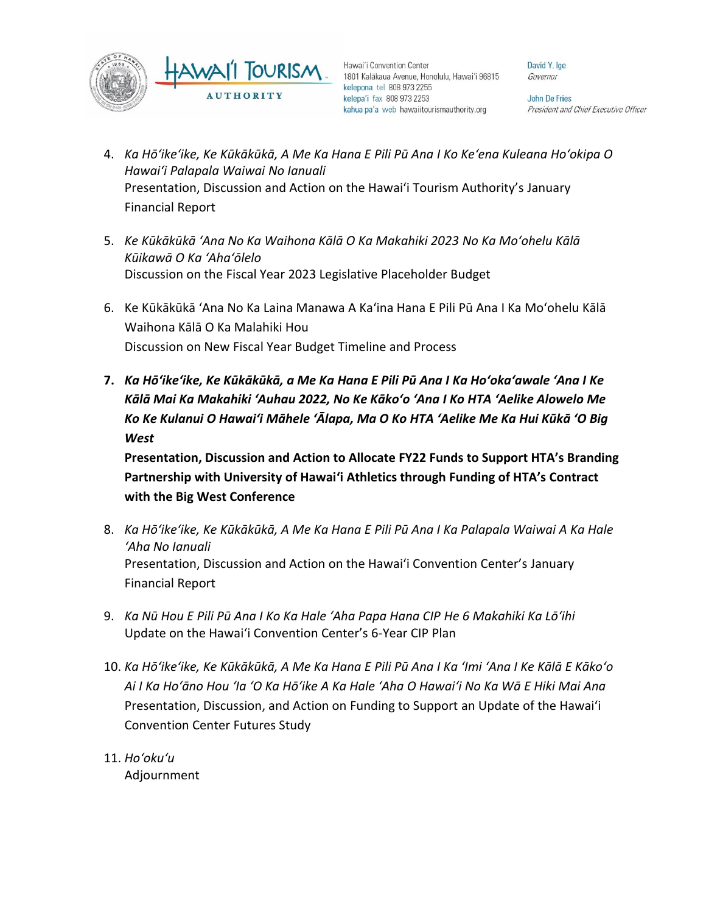4. *Ka Hōʻikeʻike, Ke Kūkākūkā, A Me Ka Hana E Pili Pū Ana I Ko Keʻena Kuleana Hoʻokipa O Hawaiʻi Palapala Waiwai No Ianuali*
   Presentation, Discussion and Action on the Hawaiʻi Tourism Authority's January Financial Report

5. *Ke Kūkākūkā ʻAna No Ka Waihona Kālā O Ka Makahiki 2023 No Ka Moʻohelu Kālā Kūikawā O Ka ʻAhaʻōlelo*
   Discussion on the Fiscal Year 2023 Legislative Placeholder Budget

6. Ke Kūkākūkā ʻAna No Ka Laina Manawa A Kaʻina Hana E Pili Pū Ana I Ka Moʻohelu Kālā Waihona Kālā O Ka Malahiki Hou
   Discussion on New Fiscal Year Budget Timeline and Process

7. ***Ka Hōʻikeʻike, Ke Kūkākūkā, a Me Ka Hana E Pili Pū Ana I Ka Hoʻokaʻawale ʻAna I Ke Kālā Mai Ka Makahiki ʻAuhau 2022, No Ke Kākoʻo ʻAna I Ko HTA ʻAelike Alowelo Me Ko Ke Kulanui O Hawaiʻi Māhele ʻĀlapa, Ma O Ko HTA ʻAelike Me Ka Hui Kūkā ʻO Big West***
   **Presentation, Discussion and Action to Allocate FY22 Funds to Support HTA's Branding Partnership with University of Hawaiʻi Athletics through Funding of HTA's Contract with the Big West Conference**

8. *Ka Hōʻikeʻike, Ke Kūkākūkā, A Me Ka Hana E Pili Pū Ana I Ka Palapala Waiwai A Ka Hale ʻAha No Ianuali*
   Presentation, Discussion and Action on the Hawaiʻi Convention Center's January Financial Report

9. *Ka Nū Hou E Pili Pū Ana I Ko Ka Hale ʻAha Papa Hana CIP He 6 Makahiki Ka Lōʻihi*
   Update on the Hawaiʻi Convention Center's 6-Year CIP Plan

10. *Ka Hōʻikeʻike, Ke Kūkākūkā, A Me Ka Hana E Pili Pū Ana I Ka ʻImi ʻAna I Ke Kālā E Kākoʻo Ai I Ka Hoʻāno Hou ʻIa ʻO Ka Hōʻike A Ka Hale ʻAha O Hawaiʻi No Ka Wā E Hiki Mai Ana*
    Presentation, Discussion, and Action on Funding to Support an Update of the Hawaiʻi Convention Center Futures Study

11. *Hoʻokuʻu*
    Adjournment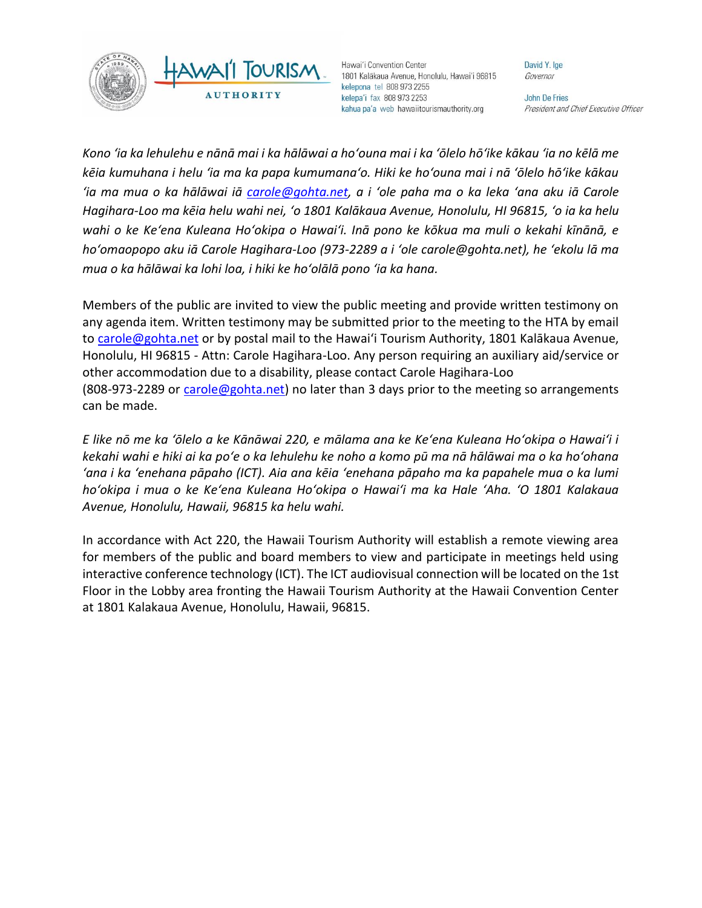Hawaiʻi Convention Center
1801 Kalākaua Avenue, Honolulu, Hawaiʻi 96815
kelepona tel 808 973 2255
kelepaʻi fax 808 973 2253
kahua paʻa web hawaiitourismauthority.org

David Y. Ige
*Governor*

John De Fries
*President and Chief Executive Officer*

*Kono ʻia ka lehulehu e nānā mai i ka hālāwai a hoʻouna mai i ka ʻōlelo hōʻike kākau ʻia no kēlā me kēia kumuhana i helu ʻia ma ka papa kumumanaʻo. Hiki ke hoʻouna mai i nā ʻōlelo hōʻike kākau ʻia ma mua o ka hālāwai iā [carole@gohta.net](mailto:carole@gohta.net), a i ʻole paha ma o ka leka ʻana aku iā Carole Hagihara-Loo ma kēia helu wahi nei, ʻo 1801 Kalākaua Avenue, Honolulu, HI 96815, ʻo ia ka helu wahi o ke Keʻena Kuleana Hoʻokipa o Hawaiʻi. Inā pono ke kōkua ma muli o kekahi kīnānā, e hoʻomaopopo aku iā Carole Hagihara-Loo (973-2289 a i ʻole carole@gohta.net), he ʻekolu lā ma mua o ka hālāwai ka lohi loa, i hiki ke hoʻolālā pono ʻia ka hana.*

Members of the public are invited to view the public meeting and provide written testimony on any agenda item. Written testimony may be submitted prior to the meeting to the HTA by email to [carole@gohta.net](mailto:carole@gohta.net) or by postal mail to the Hawaiʻi Tourism Authority, 1801 Kalākaua Avenue, Honolulu, HI 96815 - Attn: Carole Hagihara-Loo. Any person requiring an auxiliary aid/service or other accommodation due to a disability, please contact Carole Hagihara-Loo (808-973-2289 or [carole@gohta.net](mailto:carole@gohta.net)) no later than 3 days prior to the meeting so arrangements can be made.

*E like nō me ka ʻōlelo a ke Kānāwai 220, e mālama ana ke Keʻena Kuleana Hoʻokipa o Hawaiʻi i kekahi wahi e hiki ai ka poʻe o ka lehulehu ke noho a komo pū ma nā hālāwai ma o ka hoʻohana ʻana i ka ʻenehana pāpaho (ICT). Aia ana kēia ʻenehana pāpaho ma ka papahele mua o ka lumi hoʻokipa i mua o ke Keʻena Kuleana Hoʻokipa o Hawaiʻi ma ka Hale ʻAha. ʻO 1801 Kalakaua Avenue, Honolulu, Hawaii, 96815 ka helu wahi.*

In accordance with Act 220, the Hawaii Tourism Authority will establish a remote viewing area for members of the public and board members to view and participate in meetings held using interactive conference technology (ICT). The ICT audiovisual connection will be located on the 1st Floor in the Lobby area fronting the Hawaii Tourism Authority at the Hawaii Convention Center at 1801 Kalakaua Avenue, Honolulu, Hawaii, 96815.